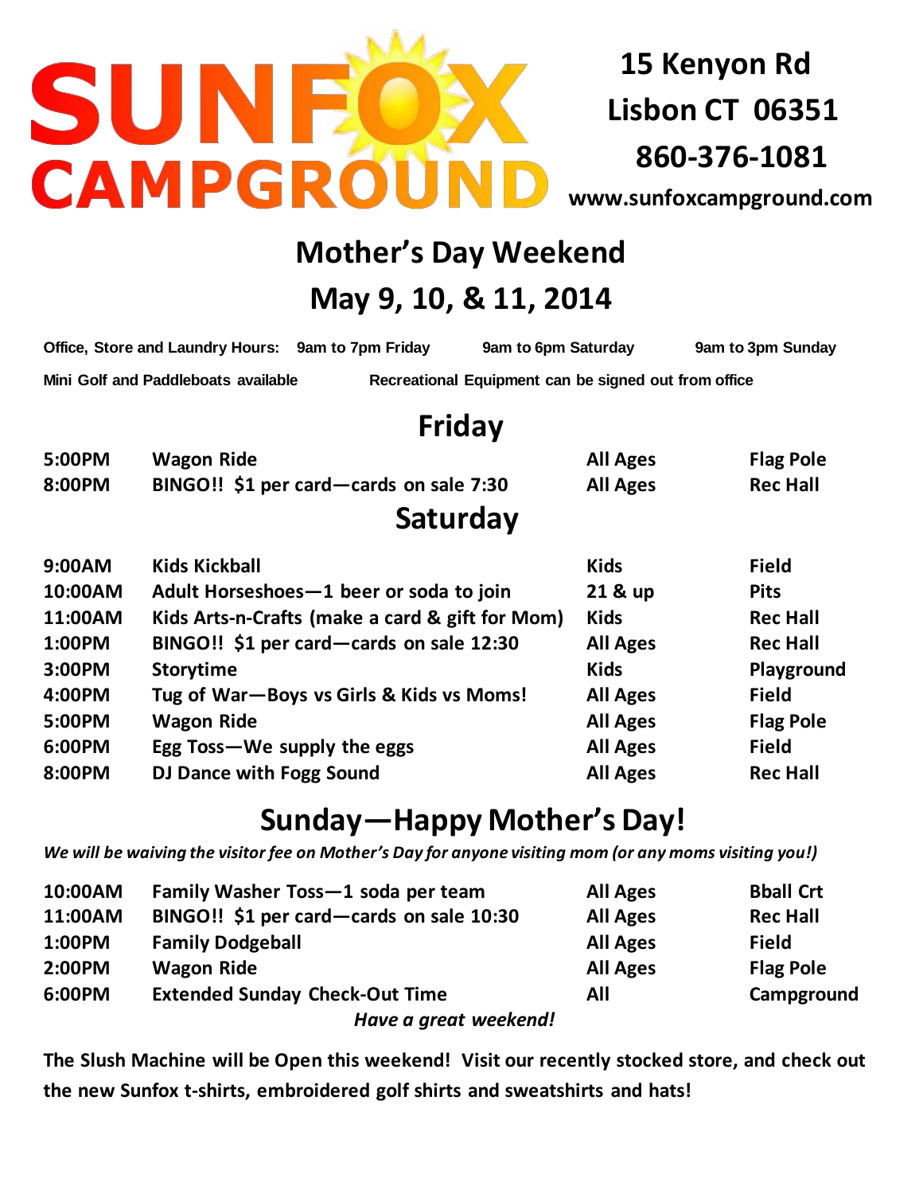# SUNFOX CAMPGROUND

**15 Kenyon Rd**
**Lisbon CT 06351**
**860-376-1081**
**www.sunfoxcampground.com**

## Mother's Day Weekend
## May 9, 10, & 11, 2014

**Office, Store and Laundry Hours:** 9am to 7pm Friday 9am to 6pm Saturday 9am to 3pm Sunday

**Mini Golf and Paddleboats available** **Recreational Equipment can be signed out from office**

## Friday

| | | | |
|---|---|---|---|
| 5:00PM | Wagon Ride | All Ages | Flag Pole |
| 8:00PM | BINGO!! $1 per card—cards on sale 7:30 | All Ages | Rec Hall |

## Saturday

| | | | |
|---|---|---|---|
| 9:00AM | Kids Kickball | Kids | Field |
| 10:00AM | Adult Horseshoes—1 beer or soda to join | 21 & up | Pits |
| 11:00AM | Kids Arts-n-Crafts (make a card & gift for Mom) | Kids | Rec Hall |
| 1:00PM | BINGO!! $1 per card—cards on sale 12:30 | All Ages | Rec Hall |
| 3:00PM | Storytime | Kids | Playground |
| 4:00PM | Tug of War—Boys vs Girls & Kids vs Moms! | All Ages | Field |
| 5:00PM | Wagon Ride | All Ages | Flag Pole |
| 6:00PM | Egg Toss—We supply the eggs | All Ages | Field |
| 8:00PM | DJ Dance with Fogg Sound | All Ages | Rec Hall |

## Sunday—Happy Mother's Day!

*We will be waiving the visitor fee on Mother's Day for anyone visiting mom (or any moms visiting you!)*

| | | | |
|---|---|---|---|
| 10:00AM | Family Washer Toss—1 soda per team | All Ages | Bball Crt |
| 11:00AM | BINGO!! $1 per card—cards on sale 10:30 | All Ages | Rec Hall |
| 1:00PM | Family Dodgeball | All Ages | Field |
| 2:00PM | Wagon Ride | All Ages | Flag Pole |
| 6:00PM | Extended Sunday Check-Out Time | All | Campground |

***Have a great weekend!***

**The Slush Machine will be Open this weekend! Visit our recently stocked store, and check out the new Sunfox t-shirts, embroidered golf shirts and sweatshirts and hats!**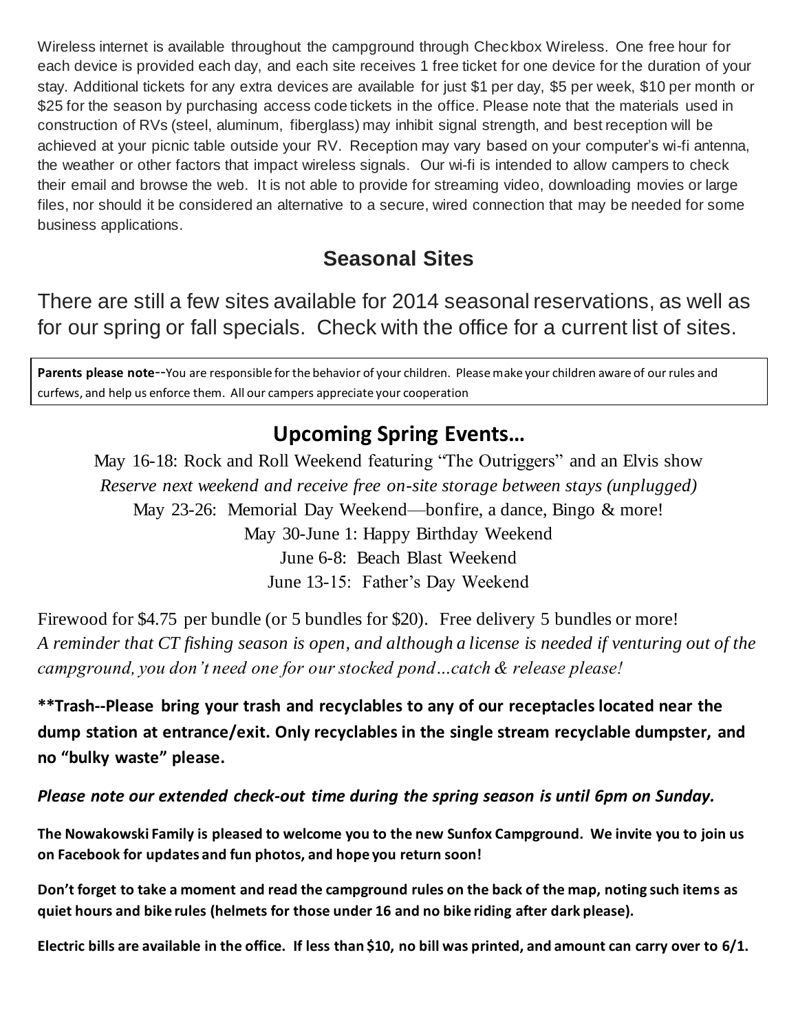Wireless internet is available throughout the campground through Checkbox Wireless. One free hour for each device is provided each day, and each site receives 1 free ticket for one device for the duration of your stay. Additional tickets for any extra devices are available for just $1 per day, $5 per week, $10 per month or $25 for the season by purchasing access code tickets in the office. Please note that the materials used in construction of RVs (steel, aluminum, fiberglass) may inhibit signal strength, and best reception will be achieved at your picnic table outside your RV. Reception may vary based on your computer's wi-fi antenna, the weather or other factors that impact wireless signals. Our wi-fi is intended to allow campers to check their email and browse the web. It is not able to provide for streaming video, downloading movies or large files, nor should it be considered an alternative to a secure, wired connection that may be needed for some business applications.

## Seasonal Sites

There are still a few sites available for 2014 seasonal reservations, as well as for our spring or fall specials. Check with the office for a current list of sites.

**Parents please note**--You are responsible for the behavior of your children. Please make your children aware of our rules and curfews, and help us enforce them. All our campers appreciate your cooperation

## Upcoming Spring Events…

May 16-18: Rock and Roll Weekend featuring "The Outriggers" and an Elvis show

*Reserve next weekend and receive free on-site storage between stays (unplugged)*

May 23-26: Memorial Day Weekend—bonfire, a dance, Bingo & more!

May 30-June 1: Happy Birthday Weekend

June 6-8: Beach Blast Weekend

June 13-15: Father's Day Weekend

Firewood for $4.75 per bundle (or 5 bundles for $20). Free delivery 5 bundles or more!

*A reminder that CT fishing season is open, and although a license is needed if venturing out of the campground, you don't need one for our stocked pond…catch & release please!*

**\*\*Trash--Please bring your trash and recyclables to any of our receptacles located near the dump station at entrance/exit. Only recyclables in the single stream recyclable dumpster, and no "bulky waste" please.**

***Please note our extended check-out time during the spring season is until 6pm on Sunday.***

**The Nowakowski Family is pleased to welcome you to the new Sunfox Campground. We invite you to join us on Facebook for updates and fun photos, and hope you return soon!**

**Don't forget to take a moment and read the campground rules on the back of the map, noting such items as quiet hours and bike rules (helmets for those under 16 and no bike riding after dark please).**

**Electric bills are available in the office. If less than $10, no bill was printed, and amount can carry over to 6/1.**